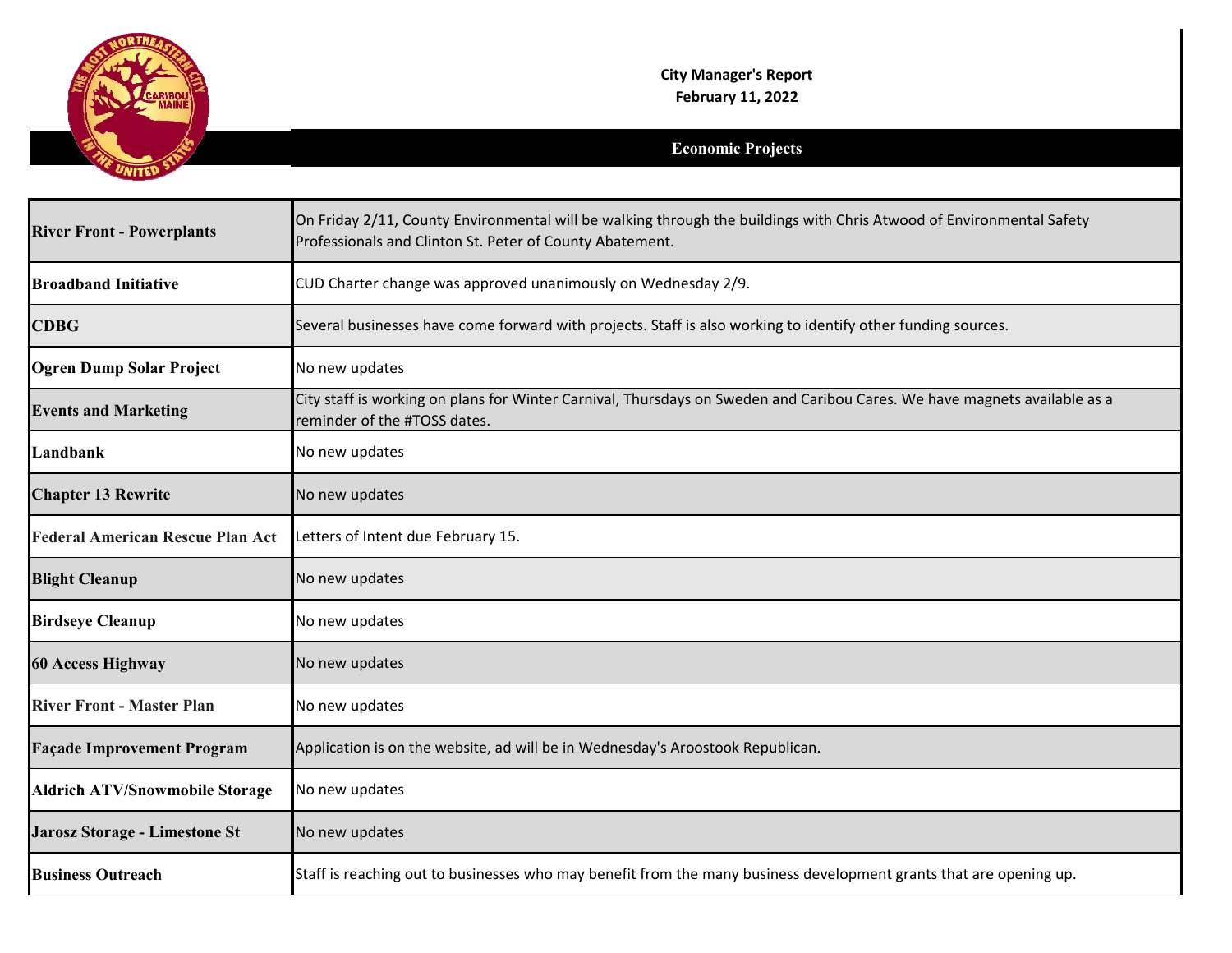**City Manager's Report**
**February 11, 2022**

## Economic Projects

| | |
|---|---|
| **River Front - Powerplants** | On Friday 2/11, County Environmental will be walking through the buildings with Chris Atwood of Environmental Safety Professionals and Clinton St. Peter of County Abatement. |
| **Broadband Initiative** | CUD Charter change was approved unanimously on Wednesday 2/9. |
| **CDBG** | Several businesses have come forward with projects. Staff is also working to identify other funding sources. |
| **Ogren Dump Solar Project** | No new updates |
| **Events and Marketing** | City staff is working on plans for Winter Carnival, Thursdays on Sweden and Caribou Cares. We have magnets available as a reminder of the #TOSS dates. |
| **Landbank** | No new updates |
| **Chapter 13 Rewrite** | No new updates |
| **Federal American Rescue Plan Act** | Letters of Intent due February 15. |
| **Blight Cleanup** | No new updates |
| **Birdseye Cleanup** | No new updates |
| **60 Access Highway** | No new updates |
| **River Front - Master Plan** | No new updates |
| **Façade Improvement Program** | Application is on the website, ad will be in Wednesday's Aroostook Republican. |
| **Aldrich ATV/Snowmobile Storage** | No new updates |
| **Jarosz Storage - Limestone St** | No new updates |
| **Business Outreach** | Staff is reaching out to businesses who may benefit from the many business development grants that are opening up. |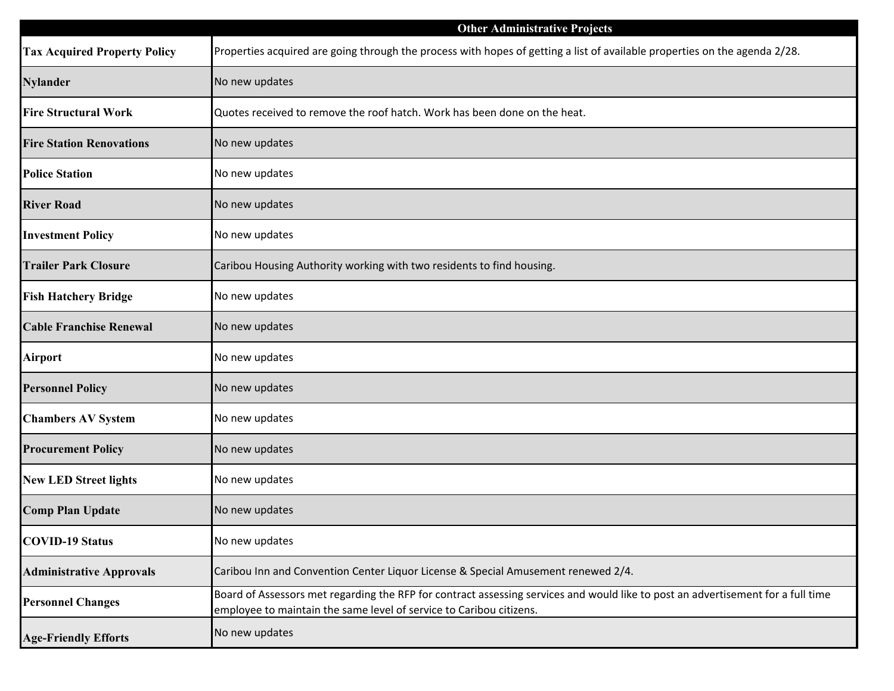| Other Administrative Projects | |
|---|---|
| **Tax Acquired Property Policy** | Properties acquired are going through the process with hopes of getting a list of available properties on the agenda 2/28. |
| **Nylander** | No new updates |
| **Fire Structural Work** | Quotes received to remove the roof hatch. Work has been done on the heat. |
| **Fire Station Renovations** | No new updates |
| **Police Station** | No new updates |
| **River Road** | No new updates |
| **Investment Policy** | No new updates |
| **Trailer Park Closure** | Caribou Housing Authority working with two residents to find housing. |
| **Fish Hatchery Bridge** | No new updates |
| **Cable Franchise Renewal** | No new updates |
| **Airport** | No new updates |
| **Personnel Policy** | No new updates |
| **Chambers AV System** | No new updates |
| **Procurement Policy** | No new updates |
| **New LED Street lights** | No new updates |
| **Comp Plan Update** | No new updates |
| **COVID-19 Status** | No new updates |
| **Administrative Approvals** | Caribou Inn and Convention Center Liquor License & Special Amusement renewed 2/4. |
| **Personnel Changes** | Board of Assessors met regarding the RFP for contract assessing services and would like to post an advertisement for a full time employee to maintain the same level of service to Caribou citizens. |
| **Age-Friendly Efforts** | No new updates |